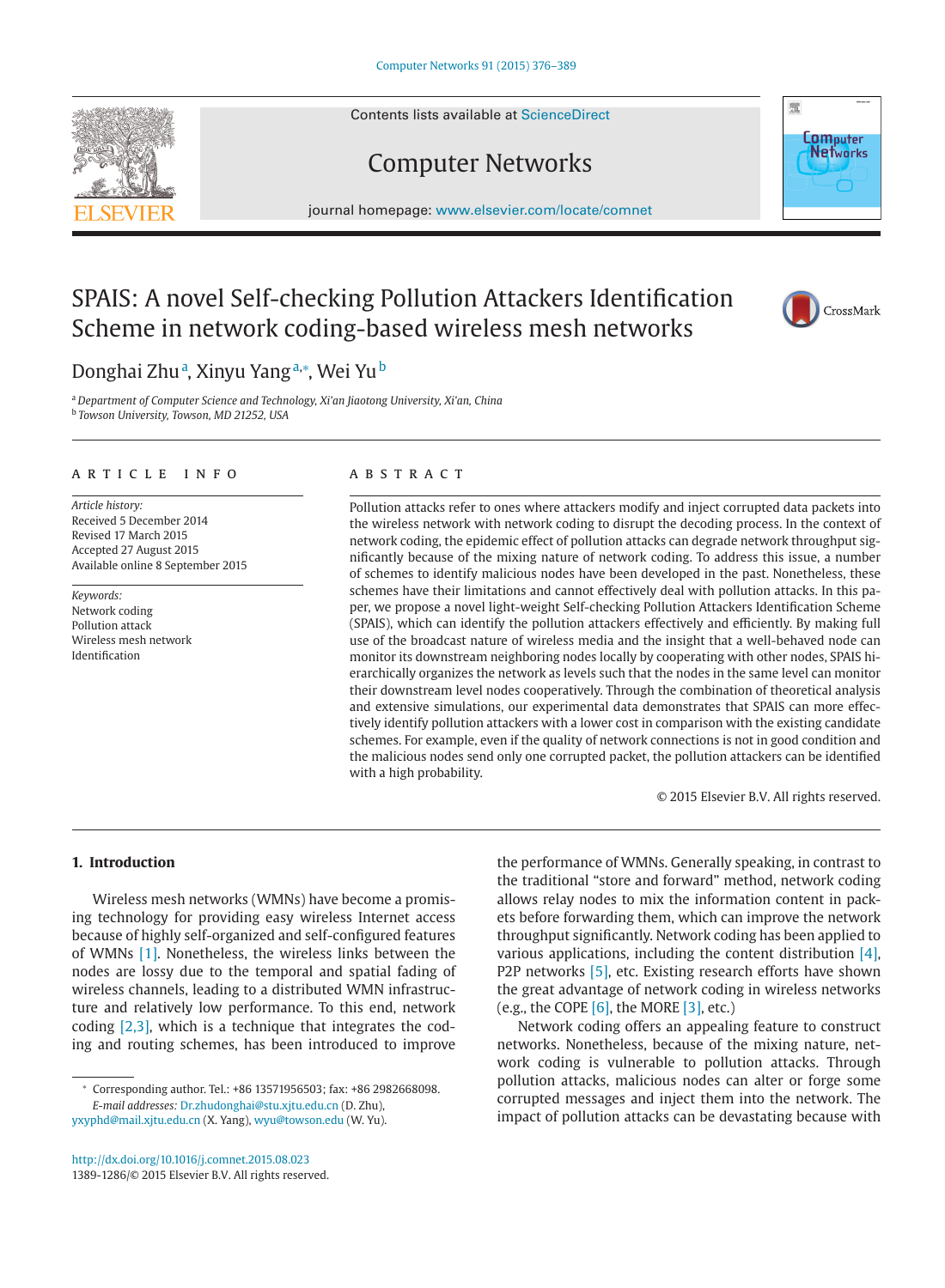# SPAIS: A novel Self-checking Pollution Attackers Identification Scheme in network coding-based wireless mesh networks

Donghai Zhu [a], Xinyu Yang [a,*], Wei Yu [b]

[a] Department of Computer Science and Technology, Xi'an Jiaotong University, Xi'an, China
[b] Towson University, Towson, MD 21252, USA

## ARTICLE INFO

*Article history:*
Received 5 December 2014
Revised 17 March 2015
Accepted 27 August 2015
Available online 8 September 2015

*Keywords:*
Network coding
Pollution attack
Wireless mesh network
Identification

## ABSTRACT

Pollution attacks refer to ones where attackers modify and inject corrupted data packets into the wireless network with network coding to disrupt the decoding process. In the context of network coding, the epidemic effect of pollution attacks can degrade network throughput significantly because of the mixing nature of network coding. To address this issue, a number of schemes to identify malicious nodes have been developed in the past. Nonetheless, these schemes have their limitations and cannot effectively deal with pollution attacks. In this paper, we propose a novel light-weight Self-checking Pollution Attackers Identification Scheme (SPAIS), which can identify the pollution attackers effectively and efficiently. By making full use of the broadcast nature of wireless media and the insight that a well-behaved node can monitor its downstream neighboring nodes locally by cooperating with other nodes, SPAIS hierarchically organizes the network as levels such that the nodes in the same level can monitor their downstream level nodes cooperatively. Through the combination of theoretical analysis and extensive simulations, our experimental data demonstrates that SPAIS can more effectively identify pollution attackers with a lower cost in comparison with the existing candidate schemes. For example, even if the quality of network connections is not in good condition and the malicious nodes send only one corrupted packet, the pollution attackers can be identified with a high probability.

© 2015 Elsevier B.V. All rights reserved.

## 1. Introduction

Wireless mesh networks (WMNs) have become a promising technology for providing easy wireless Internet access because of highly self-organized and self-configured features of WMNs [1]. Nonetheless, the wireless links between the nodes are lossy due to the temporal and spatial fading of wireless channels, leading to a distributed WMN infrastructure and relatively low performance. To this end, network coding [2,3], which is a technique that integrates the coding and routing schemes, has been introduced to improve the performance of WMNs. Generally speaking, in contrast to the traditional "store and forward" method, network coding allows relay nodes to mix the information content in packets before forwarding them, which can improve the network throughput significantly. Network coding has been applied to various applications, including the content distribution [4], P2P networks [5], etc. Existing research efforts have shown the great advantage of network coding in wireless networks (e.g., the COPE [6], the MORE [3], etc.)

Network coding offers an appealing feature to construct networks. Nonetheless, because of the mixing nature, network coding is vulnerable to pollution attacks. Through pollution attacks, malicious nodes can alter or forge some corrupted messages and inject them into the network. The impact of pollution attacks can be devastating because with

* Corresponding author. Tel.: +86 13571956503; fax: +86 2982668098.
*E-mail addresses:* Dr.zhudonghai@stu.xjtu.edu.cn (D. Zhu), yxyphd@mail.xjtu.edu.cn (X. Yang), wyu@towson.edu (W. Yu).

http://dx.doi.org/10.1016/j.comnet.2015.08.023
1389-1286/© 2015 Elsevier B.V. All rights reserved.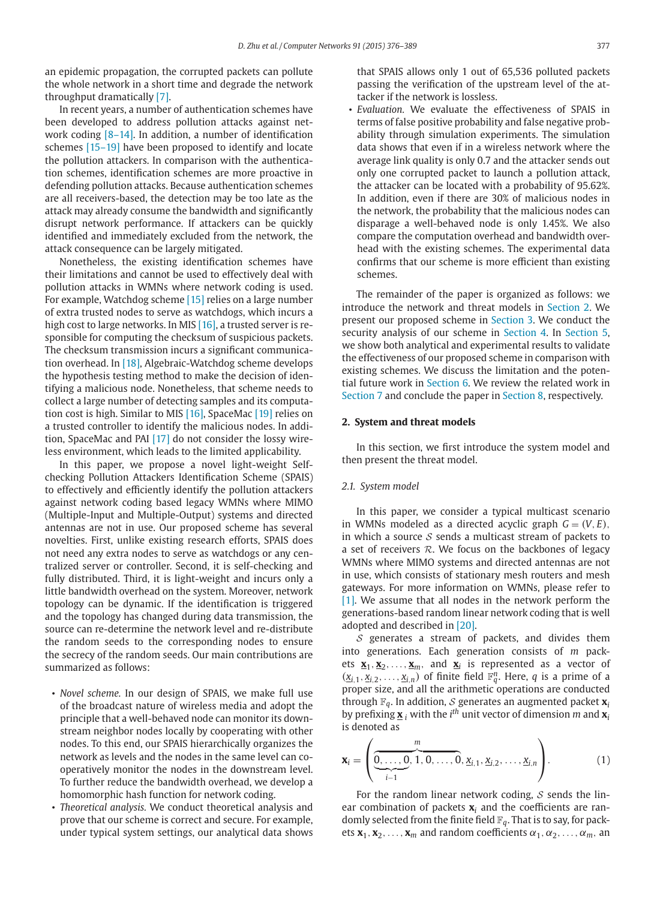an epidemic propagation, the corrupted packets can pollute the whole network in a short time and degrade the network throughput dramatically [7].

In recent years, a number of authentication schemes have been developed to address pollution attacks against network coding [8–14]. In addition, a number of identification schemes [15–19] have been proposed to identify and locate the pollution attackers. In comparison with the authentication schemes, identification schemes are more proactive in defending pollution attacks. Because authentication schemes are all receivers-based, the detection may be too late as the attack may already consume the bandwidth and significantly disrupt network performance. If attackers can be quickly identified and immediately excluded from the network, the attack consequence can be largely mitigated.

Nonetheless, the existing identification schemes have their limitations and cannot be used to effectively deal with pollution attacks in WMNs where network coding is used. For example, Watchdog scheme [15] relies on a large number of extra trusted nodes to serve as watchdogs, which incurs a high cost to large networks. In MIS [16], a trusted server is responsible for computing the checksum of suspicious packets. The checksum transmission incurs a significant communication overhead. In [18], Algebraic-Watchdog scheme develops the hypothesis testing method to make the decision of identifying a malicious node. Nonetheless, that scheme needs to collect a large number of detecting samples and its computation cost is high. Similar to MIS [16], SpaceMac [19] relies on a trusted controller to identify the malicious nodes. In addition, SpaceMac and PAI [17] do not consider the lossy wireless environment, which leads to the limited applicability.

In this paper, we propose a novel light-weight Self-checking Pollution Attackers Identification Scheme (SPAIS) to effectively and efficiently identify the pollution attackers against network coding based legacy WMNs where MIMO (Multiple-Input and Multiple-Output) systems and directed antennas are not in use. Our proposed scheme has several novelties. First, unlike existing research efforts, SPAIS does not need any extra nodes to serve as watchdogs or any centralized server or controller. Second, it is self-checking and fully distributed. Third, it is light-weight and incurs only a little bandwidth overhead on the system. Moreover, network topology can be dynamic. If the identification is triggered and the topology has changed during data transmission, the source can re-determine the network level and re-distribute the random seeds to the corresponding nodes to ensure the secrecy of the random seeds. Our main contributions are summarized as follows:

- *Novel scheme.* In our design of SPAIS, we make full use of the broadcast nature of wireless media and adopt the principle that a well-behaved node can monitor its downstream neighbor nodes locally by cooperating with other nodes. To this end, our SPAIS hierarchically organizes the network as levels and the nodes in the same level can cooperatively monitor the nodes in the downstream level. To further reduce the bandwidth overhead, we develop a homomorphic hash function for network coding.
- *Theoretical analysis.* We conduct theoretical analysis and prove that our scheme is correct and secure. For example, under typical system settings, our analytical data shows that SPAIS allows only 1 out of 65,536 polluted packets passing the verification of the upstream level of the attacker if the network is lossless.
- *Evaluation.* We evaluate the effectiveness of SPAIS in terms of false positive probability and false negative probability through simulation experiments. The simulation data shows that even if in a wireless network where the average link quality is only 0.7 and the attacker sends out only one corrupted packet to launch a pollution attack, the attacker can be located with a probability of 95.62%. In addition, even if there are 30% of malicious nodes in the network, the probability that the malicious nodes can disparage a well-behaved node is only 1.45%. We also compare the computation overhead and bandwidth overhead with the existing schemes. The experimental data confirms that our scheme is more efficient than existing schemes.

The remainder of the paper is organized as follows: we introduce the network and threat models in Section 2. We present our proposed scheme in Section 3. We conduct the security analysis of our scheme in Section 4. In Section 5, we show both analytical and experimental results to validate the effectiveness of our proposed scheme in comparison with existing schemes. We discuss the limitation and the potential future work in Section 6. We review the related work in Section 7 and conclude the paper in Section 8, respectively.

## 2. System and threat models

In this section, we first introduce the system model and then present the threat model.

### 2.1. System model

In this paper, we consider a typical multicast scenario in WMNs modeled as a directed acyclic graph $G = (V, E)$, in which a source $\mathcal{S}$ sends a multicast stream of packets to a set of receivers $\mathcal{R}$. We focus on the backbones of legacy WMNs where MIMO systems and directed antennas are not in use, which consists of stationary mesh routers and mesh gateways. For more information on WMNs, please refer to [1]. We assume that all nodes in the network perform the generations-based random linear network coding that is well adopted and described in [20].

$\mathcal{S}$ generates a stream of packets, and divides them into generations. Each generation consists of $m$ packets $\underline{\mathbf{x}}_1, \underline{\mathbf{x}}_2, \ldots, \underline{\mathbf{x}}_m$, and $\underline{\mathbf{x}}_i$ is represented as a vector of $(\underline{x}_{i,1}, \underline{x}_{i,2}, \ldots, \underline{x}_{i,n})$ of finite field $\mathbb{F}_q^n$. Here, $q$ is a prime of a proper size, and all the arithmetic operations are conducted through $\mathbb{F}_q$. In addition, $\mathcal{S}$ generates an augmented packet $\mathbf{x}_i$ by prefixing $\underline{\mathbf{x}}_i$ with the $i^{th}$ unit vector of dimension $m$ and $\mathbf{x}_i$ is denoted as

$$\mathbf{x}_i = \left( \overbrace{\underbrace{0, \ldots, 0}_{i-1}, 1, 0, \ldots, 0}^{m}, \underline{x}_{i,1}, \underline{x}_{i,2}, \ldots, \underline{x}_{i,n} \right). \tag{1}$$

For the random linear network coding, $\mathcal{S}$ sends the linear combination of packets $\mathbf{x}_i$ and the coefficients are randomly selected from the finite field $\mathbb{F}_q$. That is to say, for packets $\mathbf{x}_1, \mathbf{x}_2, \ldots, \mathbf{x}_m$ and random coefficients $\alpha_1, \alpha_2, \ldots, \alpha_m$, an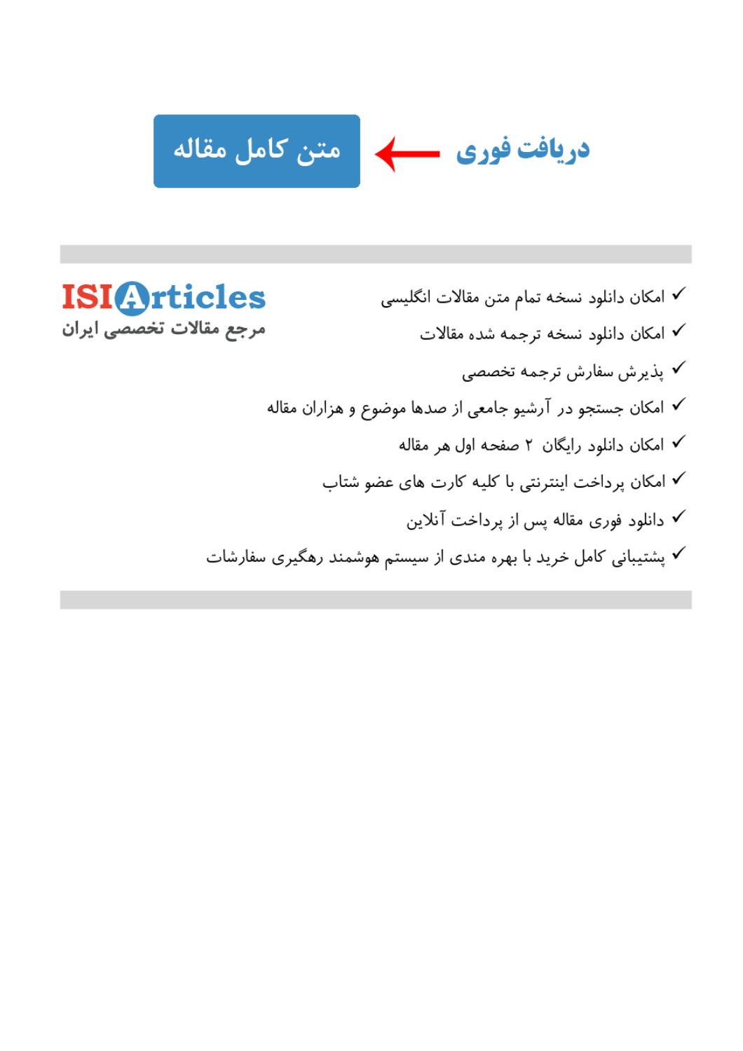دریافت فوری ← **متن کامل مقاله**

**ISIArticles**
مرجع مقالات تخصصی ایران

- ✓ امکان دانلود نسخه تمام متن مقالات انگلیسی
- ✓ امکان دانلود نسخه ترجمه شده مقالات
- ✓ پذیرش سفارش ترجمه تخصصی
- ✓ امکان جستجو در آرشیو جامعی از صدها موضوع و هزاران مقاله
- ✓ امکان دانلود رایگان ۲ صفحه اول هر مقاله
- ✓ امکان پرداخت اینترنتی با کلیه کارت های عضو شتاب
- ✓ دانلود فوری مقاله پس از پرداخت آنلاین
- ✓ پشتیبانی کامل خرید با بهره مندی از سیستم هوشمند رهگیری سفارشات